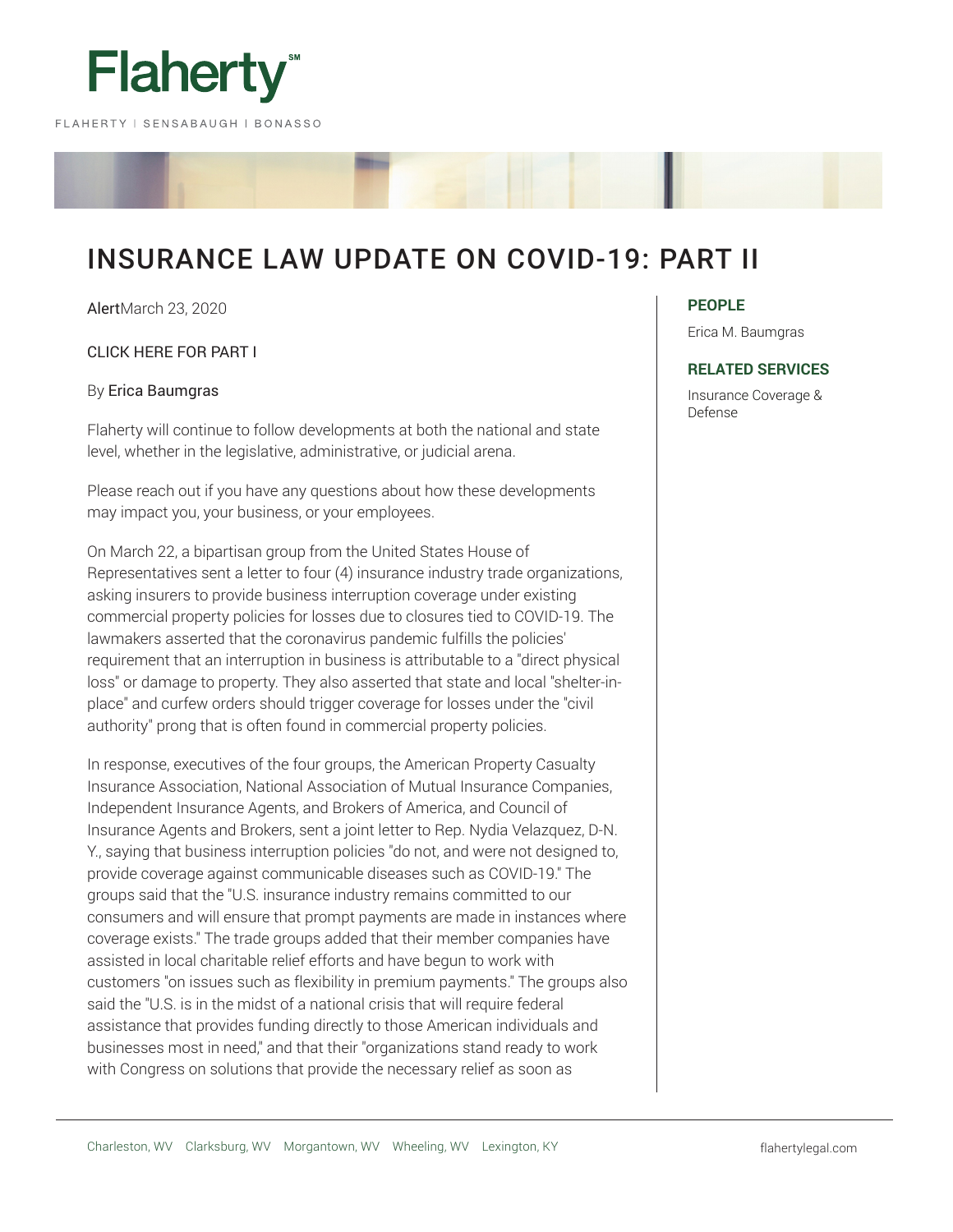Flaherty

FLAHERTY | SENSABAUGH | BONASSO

# INSURANCE LAW UPDATE ON COVID-19: PART II

AlertMarch 23, 2020

CLICK HERE FOR PART I

By Erica Baumgras

Flaherty will continue to follow developments at both the national and state level, whether in the legislative, administrative, or judicial arena.

Please reach out if you have any questions about how these developments may impact you, your business, or your employees.

On March 22, a bipartisan group from the United States House of Representatives sent a letter to four (4) insurance industry trade organizations, asking insurers to provide business interruption coverage under existing commercial property policies for losses due to closures tied to COVID-19. The lawmakers asserted that the coronavirus pandemic fulfills the policies' requirement that an interruption in business is attributable to a "direct physical loss" or damage to property. They also asserted that state and local "shelter-in-place" and curfew orders should trigger coverage for losses under the "civil authority" prong that is often found in commercial property policies.

In response, executives of the four groups, the American Property Casualty Insurance Association, National Association of Mutual Insurance Companies, Independent Insurance Agents, and Brokers of America, and Council of Insurance Agents and Brokers, sent a joint letter to Rep. Nydia Velazquez, D-N.Y., saying that business interruption policies "do not, and were not designed to, provide coverage against communicable diseases such as COVID-19." The groups said that the "U.S. insurance industry remains committed to our consumers and will ensure that prompt payments are made in instances where coverage exists." The trade groups added that their member companies have assisted in local charitable relief efforts and have begun to work with customers "on issues such as flexibility in premium payments." The groups also said the "U.S. is in the midst of a national crisis that will require federal assistance that provides funding directly to those American individuals and businesses most in need," and that their "organizations stand ready to work with Congress on solutions that provide the necessary relief as soon as

**PEOPLE**

Erica M. Baumgras

**RELATED SERVICES**

Insurance Coverage & Defense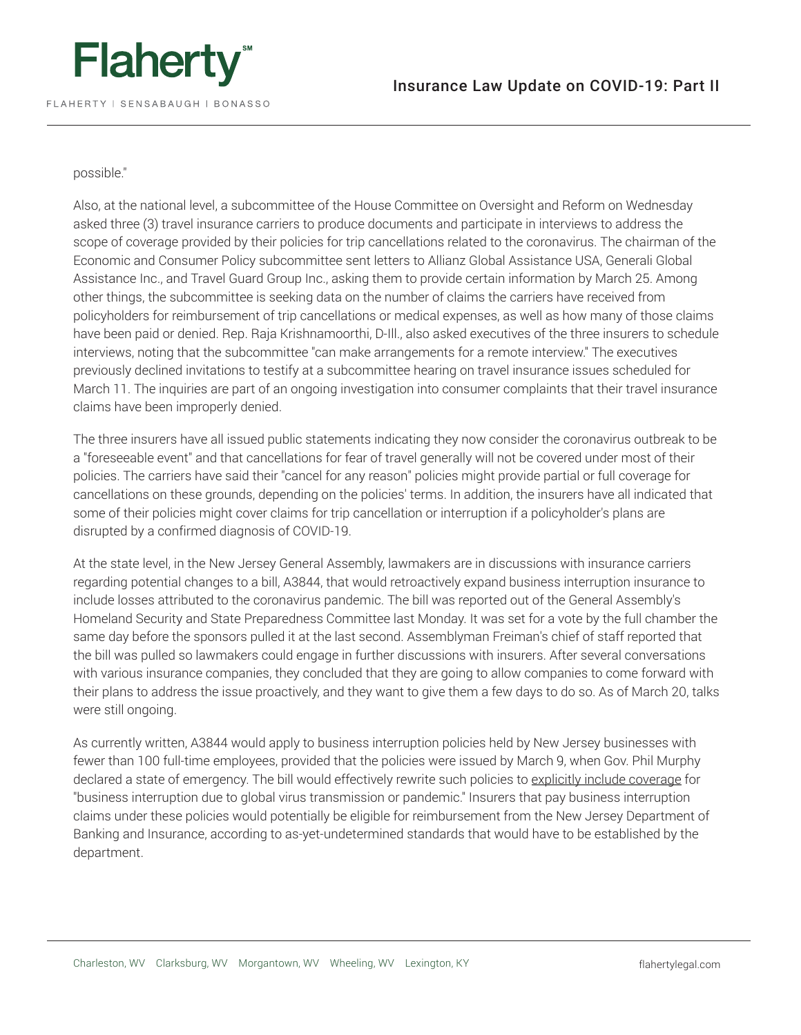possible."

Also, at the national level, a subcommittee of the House Committee on Oversight and Reform on Wednesday asked three (3) travel insurance carriers to produce documents and participate in interviews to address the scope of coverage provided by their policies for trip cancellations related to the coronavirus. The chairman of the Economic and Consumer Policy subcommittee sent letters to Allianz Global Assistance USA, Generali Global Assistance Inc., and Travel Guard Group Inc., asking them to provide certain information by March 25. Among other things, the subcommittee is seeking data on the number of claims the carriers have received from policyholders for reimbursement of trip cancellations or medical expenses, as well as how many of those claims have been paid or denied. Rep. Raja Krishnamoorthi, D-Ill., also asked executives of the three insurers to schedule interviews, noting that the subcommittee "can make arrangements for a remote interview." The executives previously declined invitations to testify at a subcommittee hearing on travel insurance issues scheduled for March 11. The inquiries are part of an ongoing investigation into consumer complaints that their travel insurance claims have been improperly denied.

The three insurers have all issued public statements indicating they now consider the coronavirus outbreak to be a "foreseeable event" and that cancellations for fear of travel generally will not be covered under most of their policies. The carriers have said their "cancel for any reason" policies might provide partial or full coverage for cancellations on these grounds, depending on the policies' terms. In addition, the insurers have all indicated that some of their policies might cover claims for trip cancellation or interruption if a policyholder's plans are disrupted by a confirmed diagnosis of COVID-19.

At the state level, in the New Jersey General Assembly, lawmakers are in discussions with insurance carriers regarding potential changes to a bill, A3844, that would retroactively expand business interruption insurance to include losses attributed to the coronavirus pandemic. The bill was reported out of the General Assembly's Homeland Security and State Preparedness Committee last Monday. It was set for a vote by the full chamber the same day before the sponsors pulled it at the last second. Assemblyman Freiman's chief of staff reported that the bill was pulled so lawmakers could engage in further discussions with insurers. After several conversations with various insurance companies, they concluded that they are going to allow companies to come forward with their plans to address the issue proactively, and they want to give them a few days to do so. As of March 20, talks were still ongoing.

As currently written, A3844 would apply to business interruption policies held by New Jersey businesses with fewer than 100 full-time employees, provided that the policies were issued by March 9, when Gov. Phil Murphy declared a state of emergency. The bill would effectively rewrite such policies to explicitly include coverage for "business interruption due to global virus transmission or pandemic." Insurers that pay business interruption claims under these policies would potentially be eligible for reimbursement from the New Jersey Department of Banking and Insurance, according to as-yet-undetermined standards that would have to be established by the department.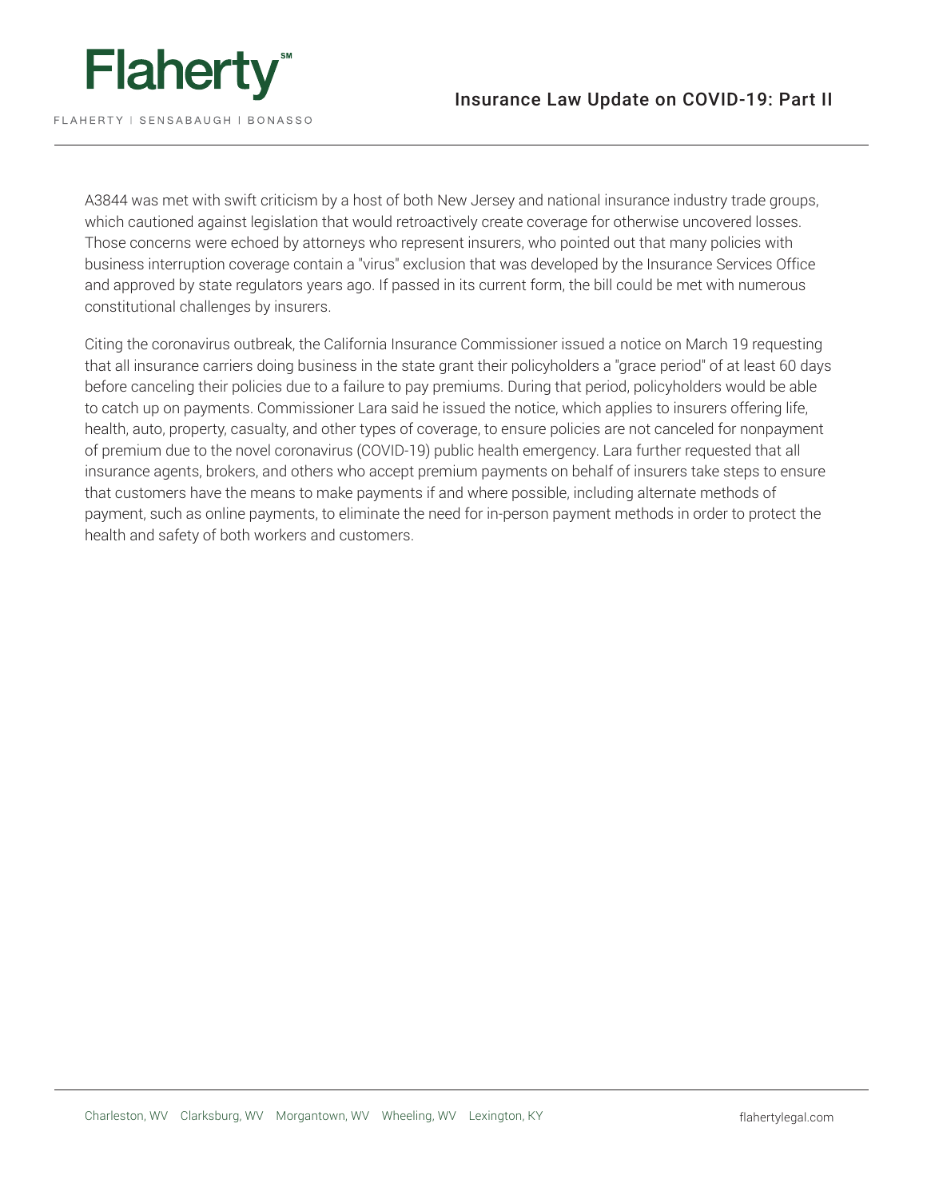A3844 was met with swift criticism by a host of both New Jersey and national insurance industry trade groups, which cautioned against legislation that would retroactively create coverage for otherwise uncovered losses. Those concerns were echoed by attorneys who represent insurers, who pointed out that many policies with business interruption coverage contain a "virus" exclusion that was developed by the Insurance Services Office and approved by state regulators years ago. If passed in its current form, the bill could be met with numerous constitutional challenges by insurers.

Citing the coronavirus outbreak, the California Insurance Commissioner issued a notice on March 19 requesting that all insurance carriers doing business in the state grant their policyholders a "grace period" of at least 60 days before canceling their policies due to a failure to pay premiums. During that period, policyholders would be able to catch up on payments. Commissioner Lara said he issued the notice, which applies to insurers offering life, health, auto, property, casualty, and other types of coverage, to ensure policies are not canceled for nonpayment of premium due to the novel coronavirus (COVID-19) public health emergency. Lara further requested that all insurance agents, brokers, and others who accept premium payments on behalf of insurers take steps to ensure that customers have the means to make payments if and where possible, including alternate methods of payment, such as online payments, to eliminate the need for in-person payment methods in order to protect the health and safety of both workers and customers.